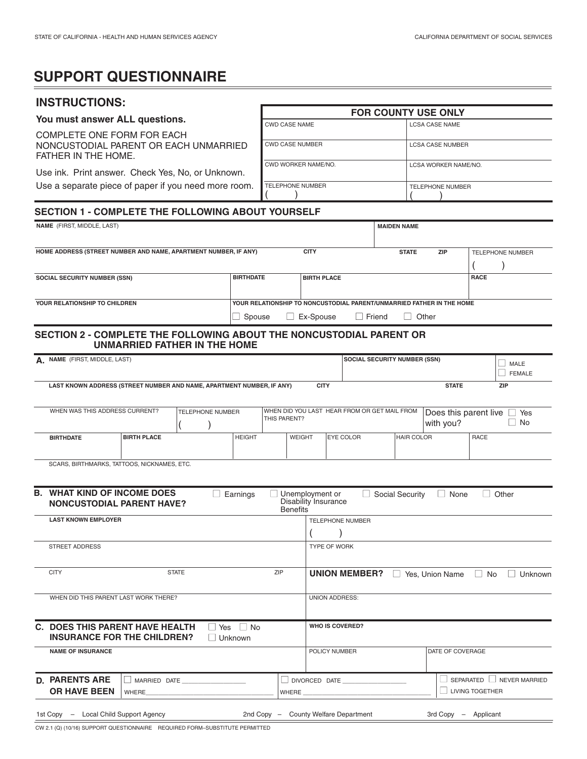# SUPPORT QUESTIONNAIRE

## INSTRUCTIONS:

**You must answer ALL questions.**

COMPLETE ONE FORM FOR EACH NONCUSTODIAL PARENT OR EACH UNMARRIED FATHER IN THE HOME.

Use ink. Print answer. Check Yes, No, or Unknown.

Use a separate piece of paper if you need more room.

| FOR COUNTY USE ONLY | |
|---|---|
| CWD CASE NAME | LCSA CASE NAME |
| CWD CASE NUMBER | LCSA CASE NUMBER |
| CWD WORKER NAME/NO. | LCSA WORKER NAME/NO. |
| TELEPHONE NUMBER ( ) | TELEPHONE NUMBER ( ) |

## SECTION 1 - COMPLETE THE FOLLOWING ABOUT YOURSELF

| | | | | | |
|---|---|---|---|---|---|
| NAME (FIRST, MIDDLE, LAST) | | | MAIDEN NAME | | |
| HOME ADDRESS (STREET NUMBER AND NAME, APARTMENT NUMBER, IF ANY) | | CITY | STATE | ZIP | TELEPHONE NUMBER ( ) |
| SOCIAL SECURITY NUMBER (SSN) | BIRTHDATE | BIRTH PLACE | | | RACE |
| YOUR RELATIONSHIP TO CHILDREN | YOUR RELATIONSHIP TO NONCUSTODIAL PARENT/UNMARRIED FATHER IN THE HOME ☐ Spouse ☐ Ex-Spouse ☐ Friend ☐ Other | | | | |

## SECTION 2 - COMPLETE THE FOLLOWING ABOUT THE NONCUSTODIAL PARENT OR UNMARRIED FATHER IN THE HOME

**A.**

| | | | | | | | | |
|---|---|---|---|---|---|---|---|---|
| NAME (FIRST, MIDDLE, LAST) | | | | SOCIAL SECURITY NUMBER (SSN) | | | | ☐ MALE ☐ FEMALE |
| LAST KNOWN ADDRESS (STREET NUMBER AND NAME, APARTMENT NUMBER, IF ANY) | | | | CITY | | STATE | | ZIP |
| WHEN WAS THIS ADDRESS CURRENT? | TELEPHONE NUMBER ( ) | | WHEN DID YOU LAST HEAR FROM OR GET MAIL FROM THIS PARENT? | | | Does this parent live with you? ☐ Yes ☐ No | | |
| BIRTHDATE | BIRTH PLACE | HEIGHT | WEIGHT | EYE COLOR | HAIR COLOR | RACE | | |
| SCARS, BIRTHMARKS, TATTOOS, NICKNAMES, ETC. | | | | | | | | |

**B. WHAT KIND OF INCOME DOES NONCUSTODIAL PARENT HAVE?** ☐ Earnings ☐ Unemployment or Disability Insurance Benefits ☐ Social Security ☐ None ☐ Other

| | | | |
|---|---|---|---|
| LAST KNOWN EMPLOYER | | | TELEPHONE NUMBER ( ) |
| STREET ADDRESS | | | TYPE OF WORK |
| CITY | STATE | ZIP | **UNION MEMBER?** ☐ Yes, Union Name ☐ No ☐ Unknown |
| WHEN DID THIS PARENT LAST WORK THERE? | | | UNION ADDRESS: |

**C. DOES THIS PARENT HAVE HEALTH INSURANCE FOR THE CHILDREN?** ☐ Yes ☐ No ☐ Unknown

| | | |
|---|---|---|
| | WHO IS COVERED? | |
| NAME OF INSURANCE | POLICY NUMBER | DATE OF COVERAGE |

**D. PARENTS ARE OR HAVE BEEN**

| | | |
|---|---|---|
| ☐ MARRIED DATE ________ WHERE________ | ☐ DIVORCED DATE ________ WHERE ________ | ☐ SEPARATED ☐ NEVER MARRIED ☐ LIVING TOGETHER |

1st Copy – Local Child Support Agency 2nd Copy – County Welfare Department 3rd Copy – Applicant

CW 2.1 (Q) (10/16) SUPPORT QUESTIONNAIRE REQUIRED FORM–SUBSTITUTE PERMITTED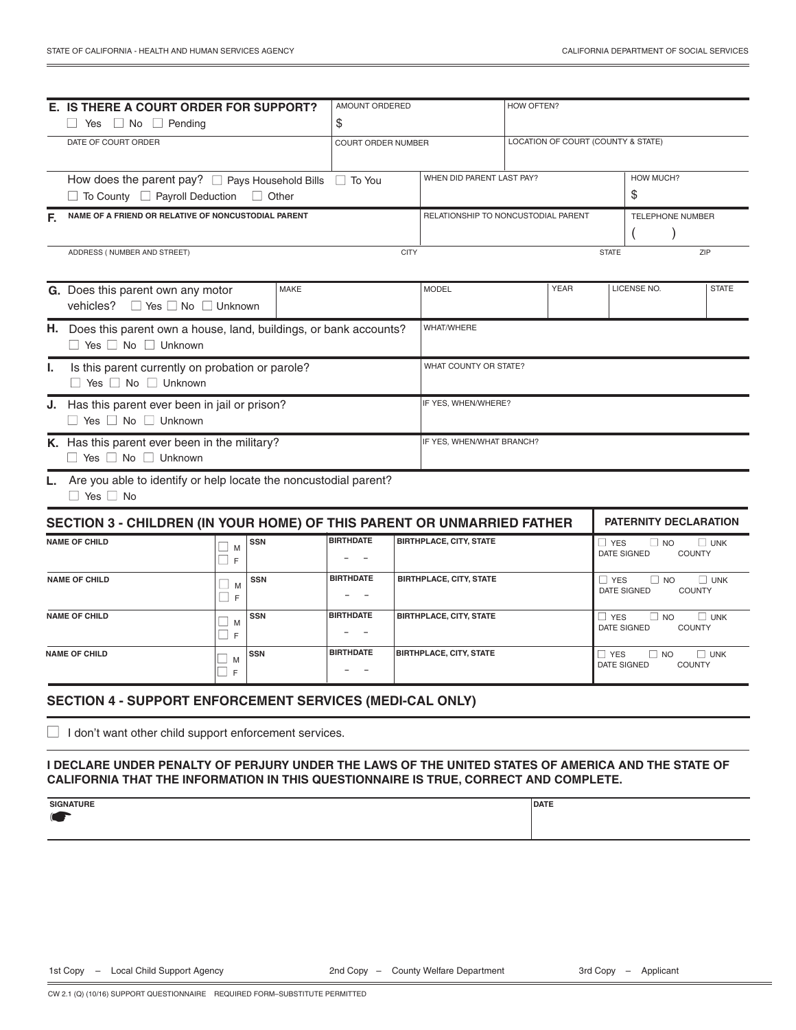| | | |
|---|---|---|
| **E. IS THERE A COURT ORDER FOR SUPPORT?** ☐ Yes ☐ No ☐ Pending | AMOUNT ORDERED $ | HOW OFTEN? |
| DATE OF COURT ORDER | COURT ORDER NUMBER | LOCATION OF COURT (COUNTY & STATE) |

| | | |
|---|---|---|
| How does the parent pay? ☐ Pays Household Bills ☐ To You ☐ To County ☐ Payroll Deduction ☐ Other | WHEN DID PARENT LAST PAY? | HOW MUCH? $ |

| | | | | |
|---|---|---|---|---|
| **F.** NAME OF A FRIEND OR RELATIVE OF NONCUSTODIAL PARENT | | RELATIONSHIP TO NONCUSTODIAL PARENT | | TELEPHONE NUMBER ( ) |
| ADDRESS ( NUMBER AND STREET) | CITY | | STATE | ZIP |

| | | | | | |
|---|---|---|---|---|---|
| **G.** Does this parent own any motor vehicles? ☐ Yes ☐ No ☐ Unknown | MAKE | MODEL | YEAR | LICENSE NO. | STATE |

| | |
|---|---|
| **H.** Does this parent own a house, land, buildings, or bank accounts? ☐ Yes ☐ No ☐ Unknown | WHAT/WHERE |
| **I.** Is this parent currently on probation or parole? ☐ Yes ☐ No ☐ Unknown | WHAT COUNTY OR STATE? |
| **J.** Has this parent ever been in jail or prison? ☐ Yes ☐ No ☐ Unknown | IF YES, WHEN/WHERE? |
| **K.** Has this parent ever been in the military? ☐ Yes ☐ No ☐ Unknown | IF YES, WHEN/WHAT BRANCH? |

**L.** Are you able to identify or help locate the noncustodial parent?
☐ Yes ☐ No

## SECTION 3 - CHILDREN (IN YOUR HOME) OF THIS PARENT OR UNMARRIED FATHER

| NAME OF CHILD | | SSN | BIRTHDATE | BIRTHPLACE, CITY, STATE | PATERNITY DECLARATION |
|---|---|---|---|---|---|
| NAME OF CHILD | ☐ M ☐ F | SSN | BIRTHDATE – – | BIRTHPLACE, CITY, STATE | ☐ YES ☐ NO ☐ UNK DATE SIGNED COUNTY |
| NAME OF CHILD | ☐ M ☐ F | SSN | BIRTHDATE – – | BIRTHPLACE, CITY, STATE | ☐ YES ☐ NO ☐ UNK DATE SIGNED COUNTY |
| NAME OF CHILD | ☐ M ☐ F | SSN | BIRTHDATE – – | BIRTHPLACE, CITY, STATE | ☐ YES ☐ NO ☐ UNK DATE SIGNED COUNTY |
| NAME OF CHILD | ☐ M ☐ F | SSN | BIRTHDATE – – | BIRTHPLACE, CITY, STATE | ☐ YES ☐ NO ☐ UNK DATE SIGNED COUNTY |

## SECTION 4 - SUPPORT ENFORCEMENT SERVICES (MEDI-CAL ONLY)

☐ I don't want other child support enforcement services.

**I DECLARE UNDER PENALTY OF PERJURY UNDER THE LAWS OF THE UNITED STATES OF AMERICA AND THE STATE OF CALIFORNIA THAT THE INFORMATION IN THIS QUESTIONNAIRE IS TRUE, CORRECT AND COMPLETE.**

| SIGNATURE | DATE |
|---|---|
| ☛ | |

1st Copy – Local Child Support Agency  2nd Copy – County Welfare Department  3rd Copy – Applicant

CW 2.1 (Q) (10/16) SUPPORT QUESTIONNAIRE REQUIRED FORM–SUBSTITUTE PERMITTED